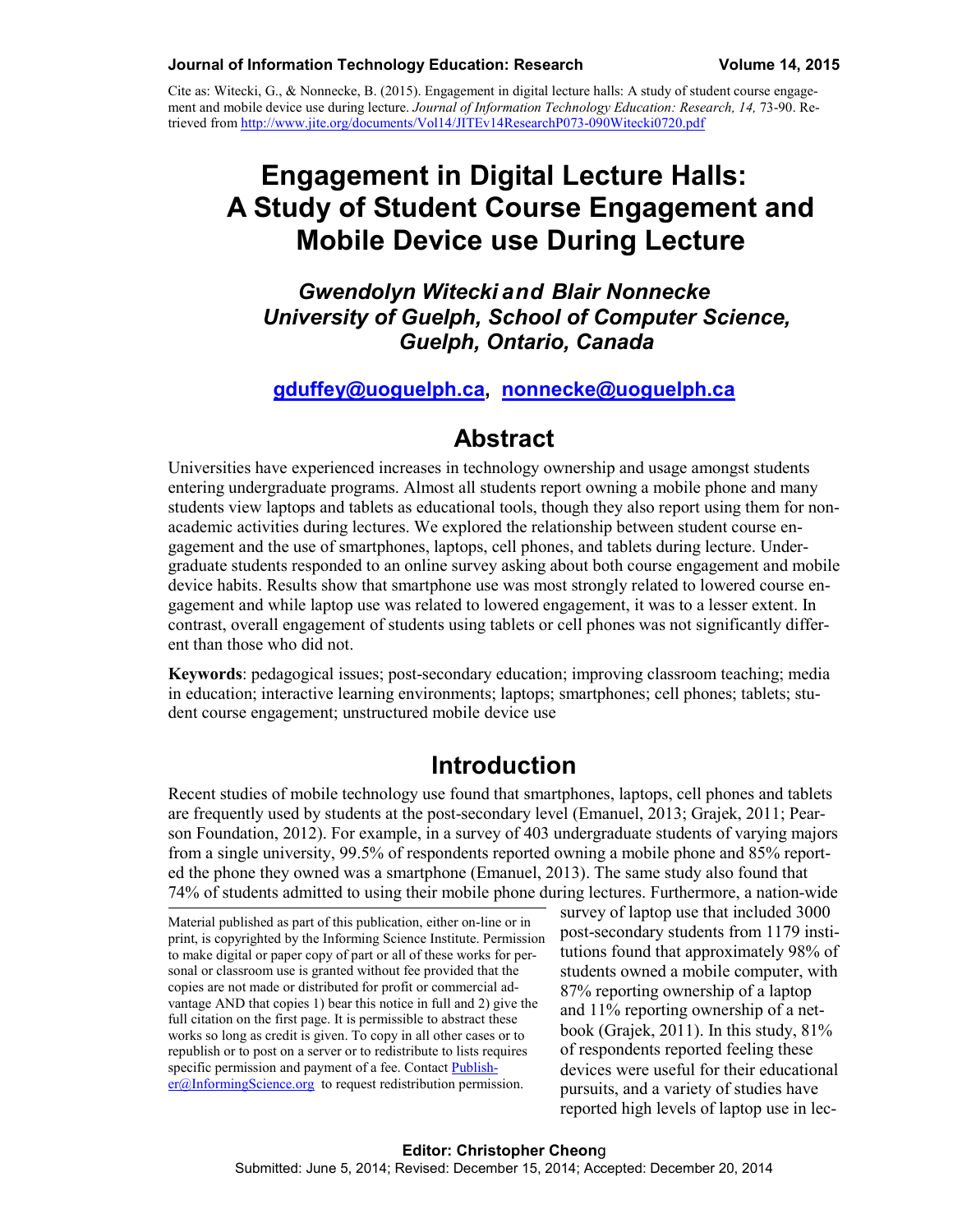Cite as: Witecki, G., & Nonnecke, B. (2015). Engagement in digital lecture halls: A study of student course engagement and mobile device use during lecture. *Journal of Information Technology Education: Research, 14,* 73-90. Retrieved from http://www.jite.org/documents/Vol14/JITEv14ResearchP073-090Witecki0720.pdf

# Engagement in Digital Lecture Halls: A Study of Student Course Engagement and Mobile Device use During Lecture

***Gwendolyn Witecki* and *Blair Nonnecke***
***University of Guelph, School of Computer Science, Guelph, Ontario, Canada***

**gduffey@uoguelph.ca, nonnecke@uoguelph.ca**

## Abstract

Universities have experienced increases in technology ownership and usage amongst students entering undergraduate programs. Almost all students report owning a mobile phone and many students view laptops and tablets as educational tools, though they also report using them for non-academic activities during lectures. We explored the relationship between student course engagement and the use of smartphones, laptops, cell phones, and tablets during lecture. Undergraduate students responded to an online survey asking about both course engagement and mobile device habits. Results show that smartphone use was most strongly related to lowered course engagement and while laptop use was related to lowered engagement, it was to a lesser extent. In contrast, overall engagement of students using tablets or cell phones was not significantly different than those who did not.

**Keywords**: pedagogical issues; post-secondary education; improving classroom teaching; media in education; interactive learning environments; laptops; smartphones; cell phones; tablets; student course engagement; unstructured mobile device use

## Introduction

Recent studies of mobile technology use found that smartphones, laptops, cell phones and tablets are frequently used by students at the post-secondary level (Emanuel, 2013; Grajek, 2011; Pearson Foundation, 2012). For example, in a survey of 403 undergraduate students of varying majors from a single university, 99.5% of respondents reported owning a mobile phone and 85% reported the phone they owned was a smartphone (Emanuel, 2013). The same study also found that 74% of students admitted to using their mobile phone during lectures. Furthermore, a nation-wide survey of laptop use that included 3000 post-secondary students from 1179 institutions found that approximately 98% of students owned a mobile computer, with 87% reporting ownership of a laptop and 11% reporting ownership of a netbook (Grajek, 2011). In this study, 81% of respondents reported feeling these devices were useful for their educational pursuits, and a variety of studies have reported high levels of laptop use in lec-

Material published as part of this publication, either on-line or in print, is copyrighted by the Informing Science Institute. Permission to make digital or paper copy of part or all of these works for personal or classroom use is granted without fee provided that the copies are not made or distributed for profit or commercial advantage AND that copies 1) bear this notice in full and 2) give the full citation on the first page. It is permissible to abstract these works so long as credit is given. To copy in all other cases or to republish or to post on a server or to redistribute to lists requires specific permission and payment of a fee. Contact Publisher@InformingScience.org to request redistribution permission.

**Editor: Christopher Cheong**
Submitted: June 5, 2014; Revised: December 15, 2014; Accepted: December 20, 2014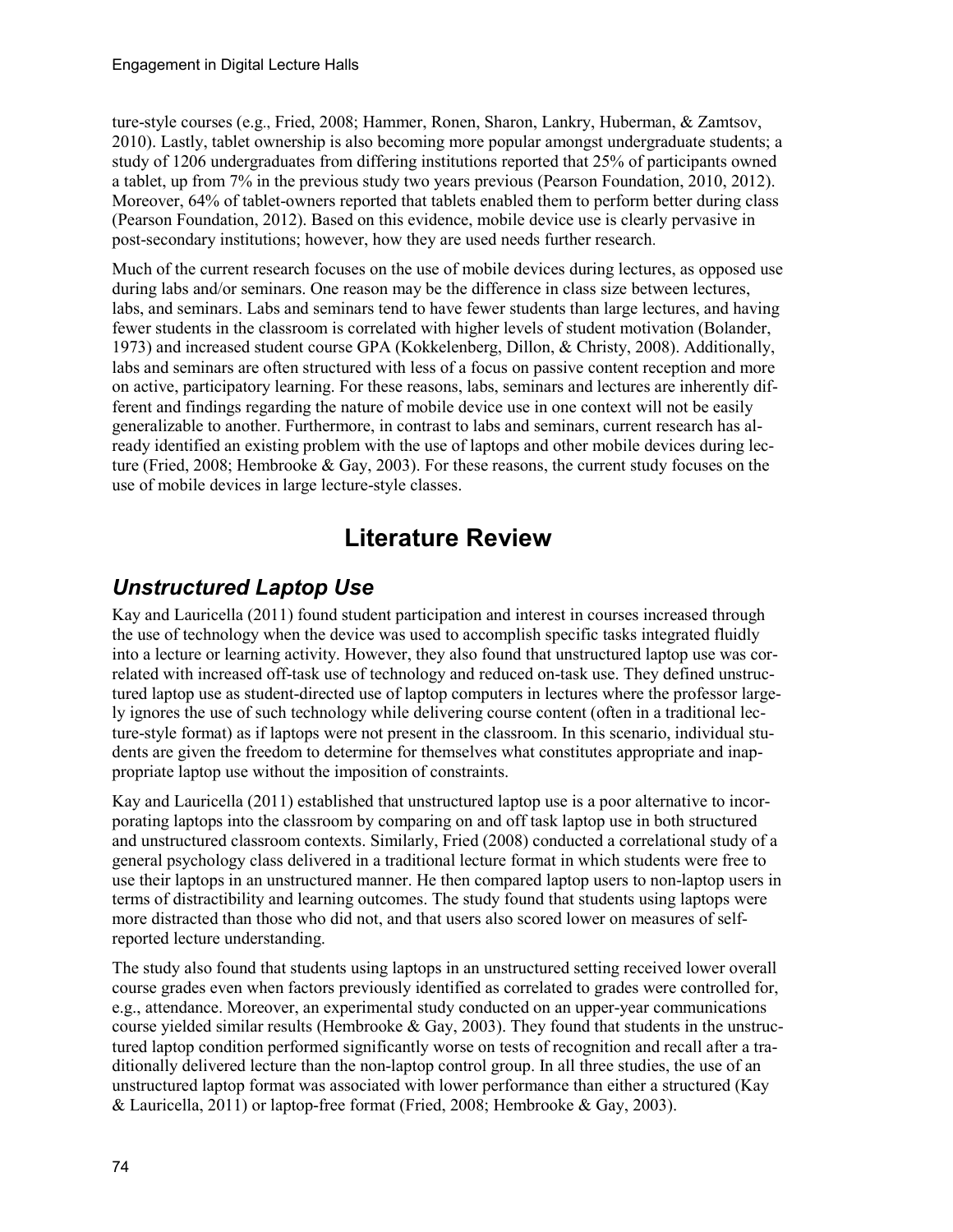ture-style courses (e.g., Fried, 2008; Hammer, Ronen, Sharon, Lankry, Huberman, & Zamtsov, 2010). Lastly, tablet ownership is also becoming more popular amongst undergraduate students; a study of 1206 undergraduates from differing institutions reported that 25% of participants owned a tablet, up from 7% in the previous study two years previous (Pearson Foundation, 2010, 2012). Moreover, 64% of tablet-owners reported that tablets enabled them to perform better during class (Pearson Foundation, 2012). Based on this evidence, mobile device use is clearly pervasive in post-secondary institutions; however, how they are used needs further research.

Much of the current research focuses on the use of mobile devices during lectures, as opposed use during labs and/or seminars. One reason may be the difference in class size between lectures, labs, and seminars. Labs and seminars tend to have fewer students than large lectures, and having fewer students in the classroom is correlated with higher levels of student motivation (Bolander, 1973) and increased student course GPA (Kokkelenberg, Dillon, & Christy, 2008). Additionally, labs and seminars are often structured with less of a focus on passive content reception and more on active, participatory learning. For these reasons, labs, seminars and lectures are inherently different and findings regarding the nature of mobile device use in one context will not be easily generalizable to another. Furthermore, in contrast to labs and seminars, current research has already identified an existing problem with the use of laptops and other mobile devices during lecture (Fried, 2008; Hembrooke & Gay, 2003). For these reasons, the current study focuses on the use of mobile devices in large lecture-style classes.

# Literature Review

## *Unstructured Laptop Use*

Kay and Lauricella (2011) found student participation and interest in courses increased through the use of technology when the device was used to accomplish specific tasks integrated fluidly into a lecture or learning activity. However, they also found that unstructured laptop use was correlated with increased off-task use of technology and reduced on-task use. They defined unstructured laptop use as student-directed use of laptop computers in lectures where the professor largely ignores the use of such technology while delivering course content (often in a traditional lecture-style format) as if laptops were not present in the classroom. In this scenario, individual students are given the freedom to determine for themselves what constitutes appropriate and inappropriate laptop use without the imposition of constraints.

Kay and Lauricella (2011) established that unstructured laptop use is a poor alternative to incorporating laptops into the classroom by comparing on and off task laptop use in both structured and unstructured classroom contexts. Similarly, Fried (2008) conducted a correlational study of a general psychology class delivered in a traditional lecture format in which students were free to use their laptops in an unstructured manner. He then compared laptop users to non-laptop users in terms of distractibility and learning outcomes. The study found that students using laptops were more distracted than those who did not, and that users also scored lower on measures of self-reported lecture understanding.

The study also found that students using laptops in an unstructured setting received lower overall course grades even when factors previously identified as correlated to grades were controlled for, e.g., attendance. Moreover, an experimental study conducted on an upper-year communications course yielded similar results (Hembrooke & Gay, 2003). They found that students in the unstructured laptop condition performed significantly worse on tests of recognition and recall after a traditionally delivered lecture than the non-laptop control group. In all three studies, the use of an unstructured laptop format was associated with lower performance than either a structured (Kay & Lauricella, 2011) or laptop-free format (Fried, 2008; Hembrooke & Gay, 2003).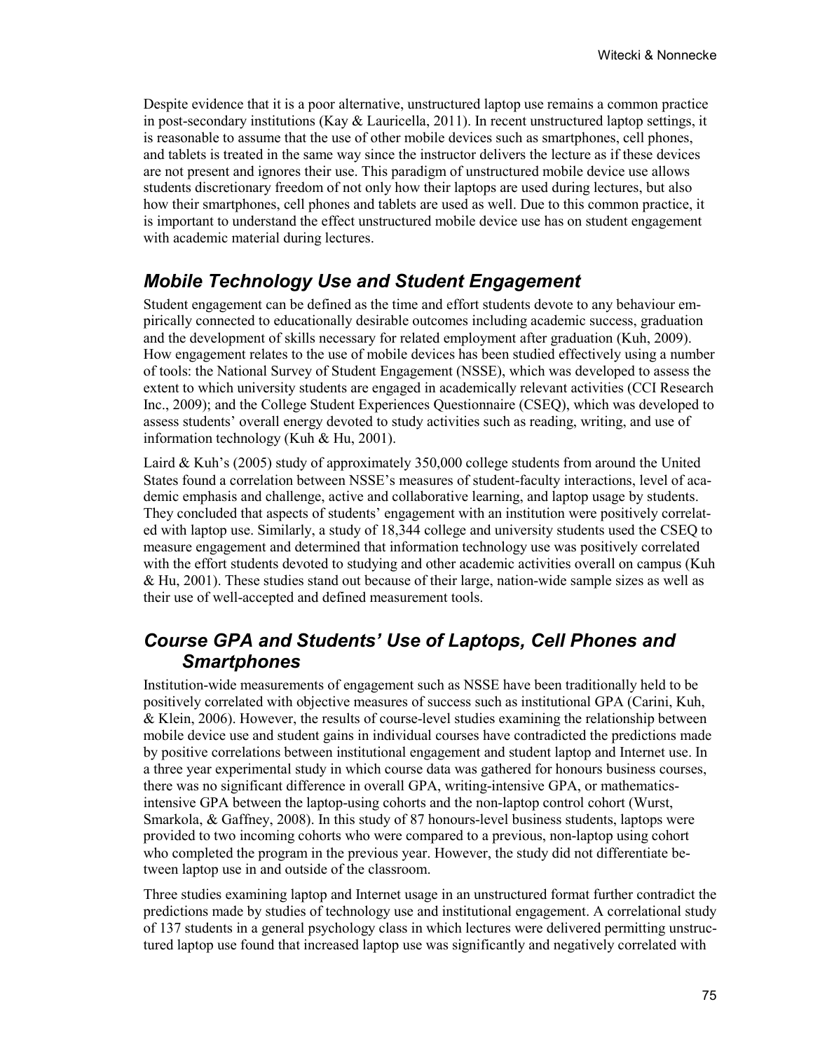Despite evidence that it is a poor alternative, unstructured laptop use remains a common practice in post-secondary institutions (Kay & Lauricella, 2011). In recent unstructured laptop settings, it is reasonable to assume that the use of other mobile devices such as smartphones, cell phones, and tablets is treated in the same way since the instructor delivers the lecture as if these devices are not present and ignores their use. This paradigm of unstructured mobile device use allows students discretionary freedom of not only how their laptops are used during lectures, but also how their smartphones, cell phones and tablets are used as well. Due to this common practice, it is important to understand the effect unstructured mobile device use has on student engagement with academic material during lectures.

## *Mobile Technology Use and Student Engagement*

Student engagement can be defined as the time and effort students devote to any behaviour empirically connected to educationally desirable outcomes including academic success, graduation and the development of skills necessary for related employment after graduation (Kuh, 2009). How engagement relates to the use of mobile devices has been studied effectively using a number of tools: the National Survey of Student Engagement (NSSE), which was developed to assess the extent to which university students are engaged in academically relevant activities (CCI Research Inc., 2009); and the College Student Experiences Questionnaire (CSEQ), which was developed to assess students' overall energy devoted to study activities such as reading, writing, and use of information technology (Kuh & Hu, 2001).

Laird & Kuh's (2005) study of approximately 350,000 college students from around the United States found a correlation between NSSE's measures of student-faculty interactions, level of academic emphasis and challenge, active and collaborative learning, and laptop usage by students. They concluded that aspects of students' engagement with an institution were positively correlated with laptop use. Similarly, a study of 18,344 college and university students used the CSEQ to measure engagement and determined that information technology use was positively correlated with the effort students devoted to studying and other academic activities overall on campus (Kuh & Hu, 2001). These studies stand out because of their large, nation-wide sample sizes as well as their use of well-accepted and defined measurement tools.

## *Course GPA and Students' Use of Laptops, Cell Phones and Smartphones*

Institution-wide measurements of engagement such as NSSE have been traditionally held to be positively correlated with objective measures of success such as institutional GPA (Carini, Kuh, & Klein, 2006). However, the results of course-level studies examining the relationship between mobile device use and student gains in individual courses have contradicted the predictions made by positive correlations between institutional engagement and student laptop and Internet use. In a three year experimental study in which course data was gathered for honours business courses, there was no significant difference in overall GPA, writing-intensive GPA, or mathematics-intensive GPA between the laptop-using cohorts and the non-laptop control cohort (Wurst, Smarkola, & Gaffney, 2008). In this study of 87 honours-level business students, laptops were provided to two incoming cohorts who were compared to a previous, non-laptop using cohort who completed the program in the previous year. However, the study did not differentiate between laptop use in and outside of the classroom.

Three studies examining laptop and Internet usage in an unstructured format further contradict the predictions made by studies of technology use and institutional engagement. A correlational study of 137 students in a general psychology class in which lectures were delivered permitting unstructured laptop use found that increased laptop use was significantly and negatively correlated with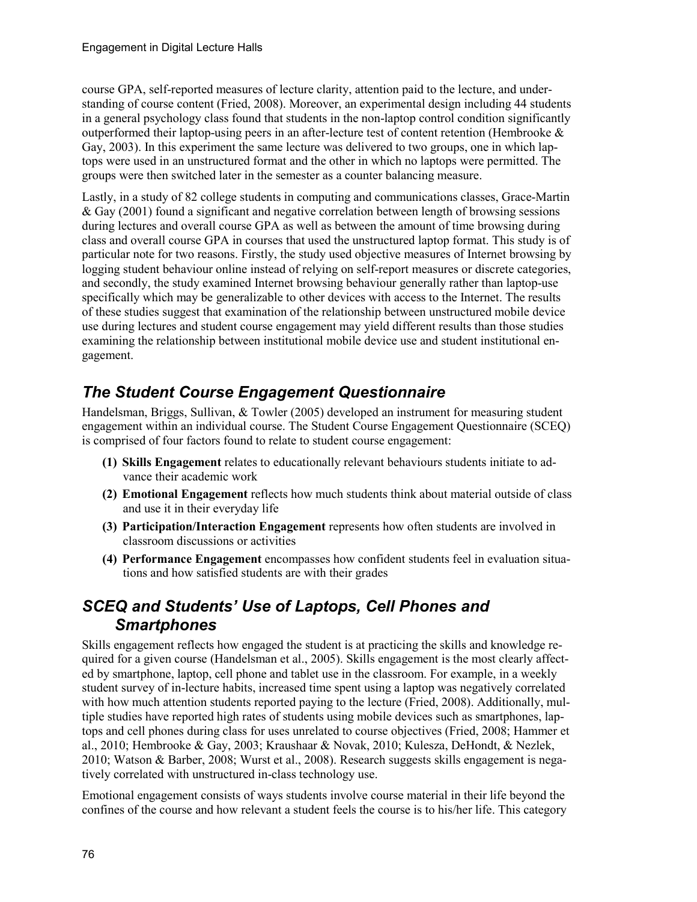course GPA, self-reported measures of lecture clarity, attention paid to the lecture, and understanding of course content (Fried, 2008). Moreover, an experimental design including 44 students in a general psychology class found that students in the non-laptop control condition significantly outperformed their laptop-using peers in an after-lecture test of content retention (Hembrooke & Gay, 2003). In this experiment the same lecture was delivered to two groups, one in which laptops were used in an unstructured format and the other in which no laptops were permitted. The groups were then switched later in the semester as a counter balancing measure.

Lastly, in a study of 82 college students in computing and communications classes, Grace-Martin & Gay (2001) found a significant and negative correlation between length of browsing sessions during lectures and overall course GPA as well as between the amount of time browsing during class and overall course GPA in courses that used the unstructured laptop format. This study is of particular note for two reasons. Firstly, the study used objective measures of Internet browsing by logging student behaviour online instead of relying on self-report measures or discrete categories, and secondly, the study examined Internet browsing behaviour generally rather than laptop-use specifically which may be generalizable to other devices with access to the Internet. The results of these studies suggest that examination of the relationship between unstructured mobile device use during lectures and student course engagement may yield different results than those studies examining the relationship between institutional mobile device use and student institutional engagement.

## *The Student Course Engagement Questionnaire*

Handelsman, Briggs, Sullivan, & Towler (2005) developed an instrument for measuring student engagement within an individual course. The Student Course Engagement Questionnaire (SCEQ) is comprised of four factors found to relate to student course engagement:

1. **Skills Engagement** relates to educationally relevant behaviours students initiate to advance their academic work
2. **Emotional Engagement** reflects how much students think about material outside of class and use it in their everyday life
3. **Participation/Interaction Engagement** represents how often students are involved in classroom discussions or activities
4. **Performance Engagement** encompasses how confident students feel in evaluation situations and how satisfied students are with their grades

## *SCEQ and Students' Use of Laptops, Cell Phones and Smartphones*

Skills engagement reflects how engaged the student is at practicing the skills and knowledge required for a given course (Handelsman et al., 2005). Skills engagement is the most clearly affected by smartphone, laptop, cell phone and tablet use in the classroom. For example, in a weekly student survey of in-lecture habits, increased time spent using a laptop was negatively correlated with how much attention students reported paying to the lecture (Fried, 2008). Additionally, multiple studies have reported high rates of students using mobile devices such as smartphones, laptops and cell phones during class for uses unrelated to course objectives (Fried, 2008; Hammer et al., 2010; Hembrooke & Gay, 2003; Kraushaar & Novak, 2010; Kulesza, DeHondt, & Nezlek, 2010; Watson & Barber, 2008; Wurst et al., 2008). Research suggests skills engagement is negatively correlated with unstructured in-class technology use.

Emotional engagement consists of ways students involve course material in their life beyond the confines of the course and how relevant a student feels the course is to his/her life. This category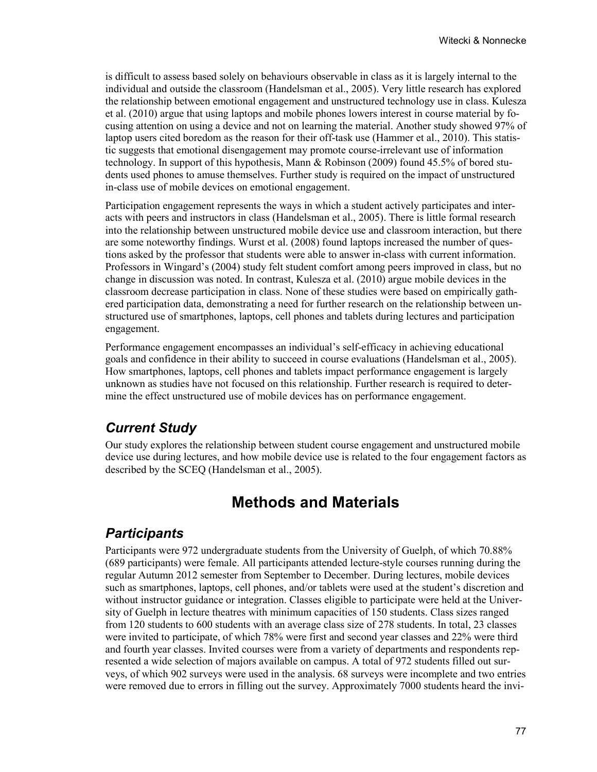is difficult to assess based solely on behaviours observable in class as it is largely internal to the individual and outside the classroom (Handelsman et al., 2005). Very little research has explored the relationship between emotional engagement and unstructured technology use in class. Kulesza et al. (2010) argue that using laptops and mobile phones lowers interest in course material by focusing attention on using a device and not on learning the material. Another study showed 97% of laptop users cited boredom as the reason for their off-task use (Hammer et al., 2010). This statistic suggests that emotional disengagement may promote course-irrelevant use of information technology. In support of this hypothesis, Mann & Robinson (2009) found 45.5% of bored students used phones to amuse themselves. Further study is required on the impact of unstructured in-class use of mobile devices on emotional engagement.

Participation engagement represents the ways in which a student actively participates and interacts with peers and instructors in class (Handelsman et al., 2005). There is little formal research into the relationship between unstructured mobile device use and classroom interaction, but there are some noteworthy findings. Wurst et al. (2008) found laptops increased the number of questions asked by the professor that students were able to answer in-class with current information. Professors in Wingard's (2004) study felt student comfort among peers improved in class, but no change in discussion was noted. In contrast, Kulesza et al. (2010) argue mobile devices in the classroom decrease participation in class. None of these studies were based on empirically gathered participation data, demonstrating a need for further research on the relationship between unstructured use of smartphones, laptops, cell phones and tablets during lectures and participation engagement.

Performance engagement encompasses an individual's self-efficacy in achieving educational goals and confidence in their ability to succeed in course evaluations (Handelsman et al., 2005). How smartphones, laptops, cell phones and tablets impact performance engagement is largely unknown as studies have not focused on this relationship. Further research is required to determine the effect unstructured use of mobile devices has on performance engagement.

## *Current Study*

Our study explores the relationship between student course engagement and unstructured mobile device use during lectures, and how mobile device use is related to the four engagement factors as described by the SCEQ (Handelsman et al., 2005).

# Methods and Materials

## *Participants*

Participants were 972 undergraduate students from the University of Guelph, of which 70.88% (689 participants) were female. All participants attended lecture-style courses running during the regular Autumn 2012 semester from September to December. During lectures, mobile devices such as smartphones, laptops, cell phones, and/or tablets were used at the student's discretion and without instructor guidance or integration. Classes eligible to participate were held at the University of Guelph in lecture theatres with minimum capacities of 150 students. Class sizes ranged from 120 students to 600 students with an average class size of 278 students. In total, 23 classes were invited to participate, of which 78% were first and second year classes and 22% were third and fourth year classes. Invited courses were from a variety of departments and respondents represented a wide selection of majors available on campus. A total of 972 students filled out surveys, of which 902 surveys were used in the analysis. 68 surveys were incomplete and two entries were removed due to errors in filling out the survey. Approximately 7000 students heard the invi-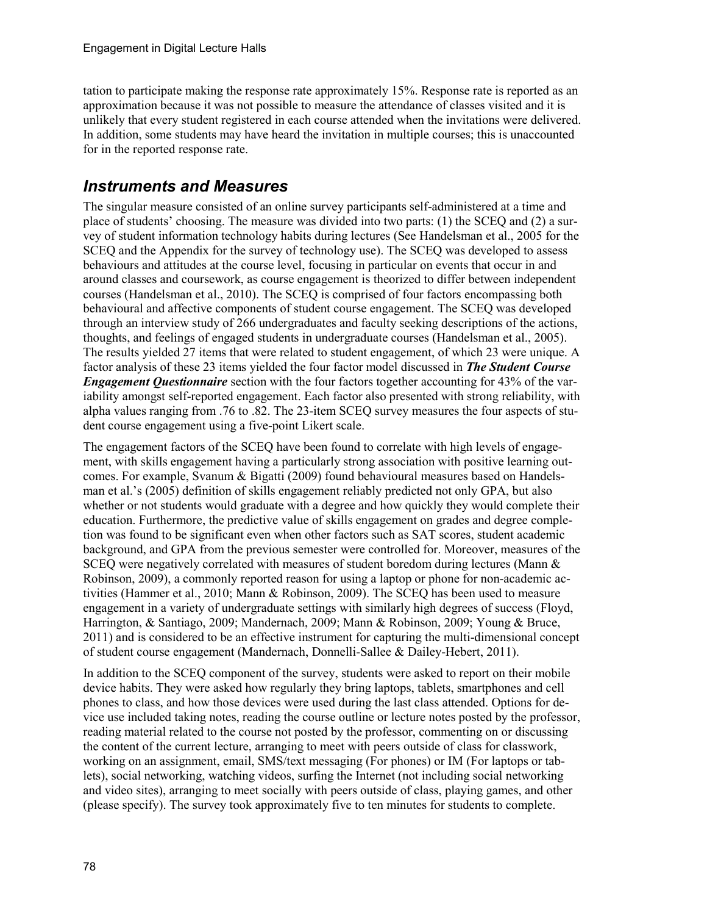tation to participate making the response rate approximately 15%. Response rate is reported as an approximation because it was not possible to measure the attendance of classes visited and it is unlikely that every student registered in each course attended when the invitations were delivered. In addition, some students may have heard the invitation in multiple courses; this is unaccounted for in the reported response rate.

## *Instruments and Measures*

The singular measure consisted of an online survey participants self-administered at a time and place of students' choosing. The measure was divided into two parts: (1) the SCEQ and (2) a survey of student information technology habits during lectures (See Handelsman et al., 2005 for the SCEQ and the Appendix for the survey of technology use). The SCEQ was developed to assess behaviours and attitudes at the course level, focusing in particular on events that occur in and around classes and coursework, as course engagement is theorized to differ between independent courses (Handelsman et al., 2010). The SCEQ is comprised of four factors encompassing both behavioural and affective components of student course engagement. The SCEQ was developed through an interview study of 266 undergraduates and faculty seeking descriptions of the actions, thoughts, and feelings of engaged students in undergraduate courses (Handelsman et al., 2005). The results yielded 27 items that were related to student engagement, of which 23 were unique. A factor analysis of these 23 items yielded the four factor model discussed in ***The Student Course Engagement Questionnaire*** section with the four factors together accounting for 43% of the variability amongst self-reported engagement. Each factor also presented with strong reliability, with alpha values ranging from .76 to .82. The 23-item SCEQ survey measures the four aspects of student course engagement using a five-point Likert scale.

The engagement factors of the SCEQ have been found to correlate with high levels of engagement, with skills engagement having a particularly strong association with positive learning outcomes. For example, Svanum & Bigatti (2009) found behavioural measures based on Handelsman et al.'s (2005) definition of skills engagement reliably predicted not only GPA, but also whether or not students would graduate with a degree and how quickly they would complete their education. Furthermore, the predictive value of skills engagement on grades and degree completion was found to be significant even when other factors such as SAT scores, student academic background, and GPA from the previous semester were controlled for. Moreover, measures of the SCEQ were negatively correlated with measures of student boredom during lectures (Mann & Robinson, 2009), a commonly reported reason for using a laptop or phone for non-academic activities (Hammer et al., 2010; Mann & Robinson, 2009). The SCEQ has been used to measure engagement in a variety of undergraduate settings with similarly high degrees of success (Floyd, Harrington, & Santiago, 2009; Mandernach, 2009; Mann & Robinson, 2009; Young & Bruce, 2011) and is considered to be an effective instrument for capturing the multi-dimensional concept of student course engagement (Mandernach, Donnelli-Sallee & Dailey-Hebert, 2011).

In addition to the SCEQ component of the survey, students were asked to report on their mobile device habits. They were asked how regularly they bring laptops, tablets, smartphones and cell phones to class, and how those devices were used during the last class attended. Options for device use included taking notes, reading the course outline or lecture notes posted by the professor, reading material related to the course not posted by the professor, commenting on or discussing the content of the current lecture, arranging to meet with peers outside of class for classwork, working on an assignment, email, SMS/text messaging (For phones) or IM (For laptops or tablets), social networking, watching videos, surfing the Internet (not including social networking and video sites), arranging to meet socially with peers outside of class, playing games, and other (please specify). The survey took approximately five to ten minutes for students to complete.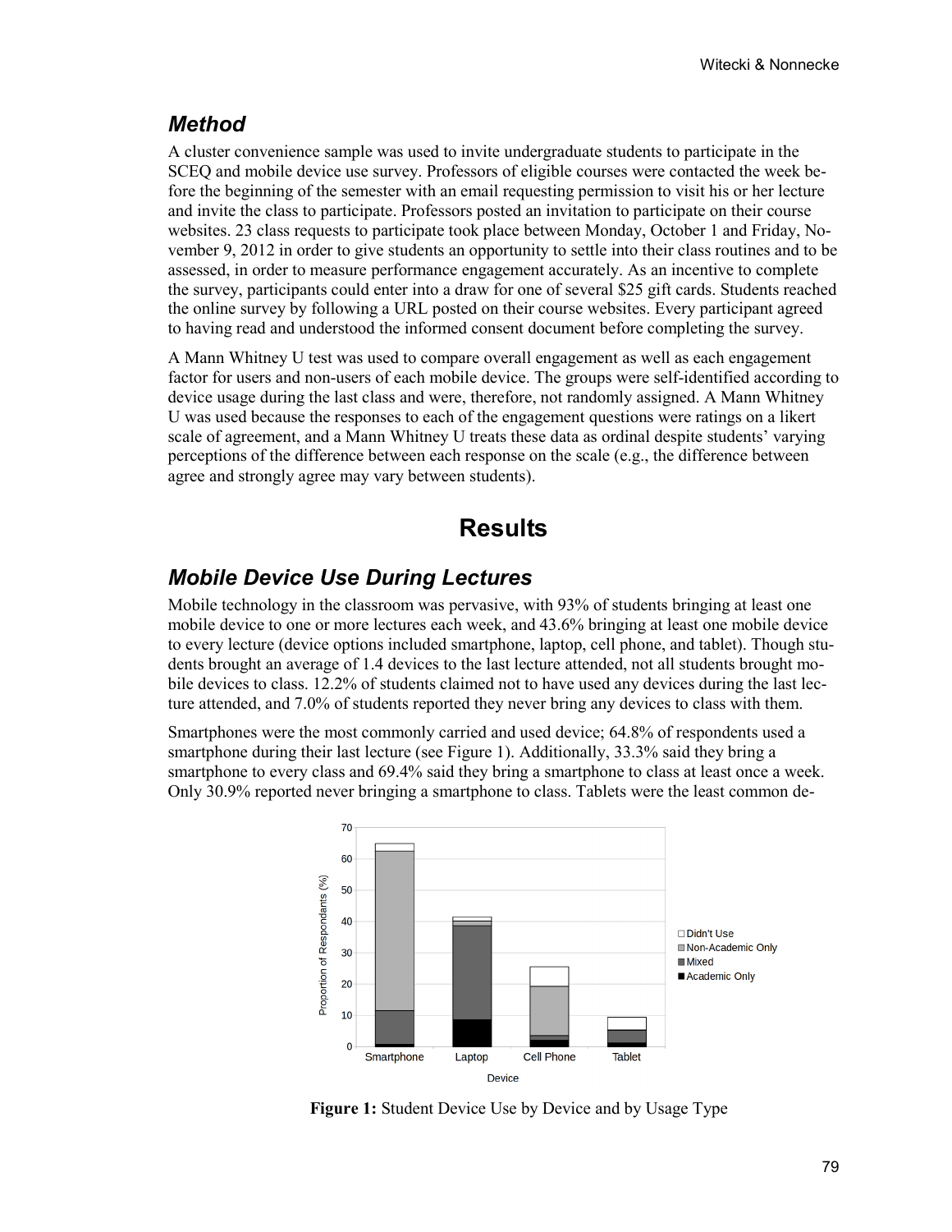## Method

A cluster convenience sample was used to invite undergraduate students to participate in the SCEQ and mobile device use survey. Professors of eligible courses were contacted the week before the beginning of the semester with an email requesting permission to visit his or her lecture and invite the class to participate. Professors posted an invitation to participate on their course websites. 23 class requests to participate took place between Monday, October 1 and Friday, November 9, 2012 in order to give students an opportunity to settle into their class routines and to be assessed, in order to measure performance engagement accurately. As an incentive to complete the survey, participants could enter into a draw for one of several $25 gift cards. Students reached the online survey by following a URL posted on their course websites. Every participant agreed to having read and understood the informed consent document before completing the survey.

A Mann Whitney U test was used to compare overall engagement as well as each engagement factor for users and non-users of each mobile device. The groups were self-identified according to device usage during the last class and were, therefore, not randomly assigned. A Mann Whitney U was used because the responses to each of the engagement questions were ratings on a likert scale of agreement, and a Mann Whitney U treats these data as ordinal despite students' varying perceptions of the difference between each response on the scale (e.g., the difference between agree and strongly agree may vary between students).

# Results

## Mobile Device Use During Lectures

Mobile technology in the classroom was pervasive, with 93% of students bringing at least one mobile device to one or more lectures each week, and 43.6% bringing at least one mobile device to every lecture (device options included smartphone, laptop, cell phone, and tablet). Though students brought an average of 1.4 devices to the last lecture attended, not all students brought mobile devices to class. 12.2% of students claimed not to have used any devices during the last lecture attended, and 7.0% of students reported they never bring any devices to class with them.

Smartphones were the most commonly carried and used device; 64.8% of respondents used a smartphone during their last lecture (see Figure 1). Additionally, 33.3% said they bring a smartphone to every class and 69.4% said they bring a smartphone to class at least once a week. Only 30.9% reported never bringing a smartphone to class. Tablets were the least common de-

**Figure 1:** Student Device Use by Device and by Usage Type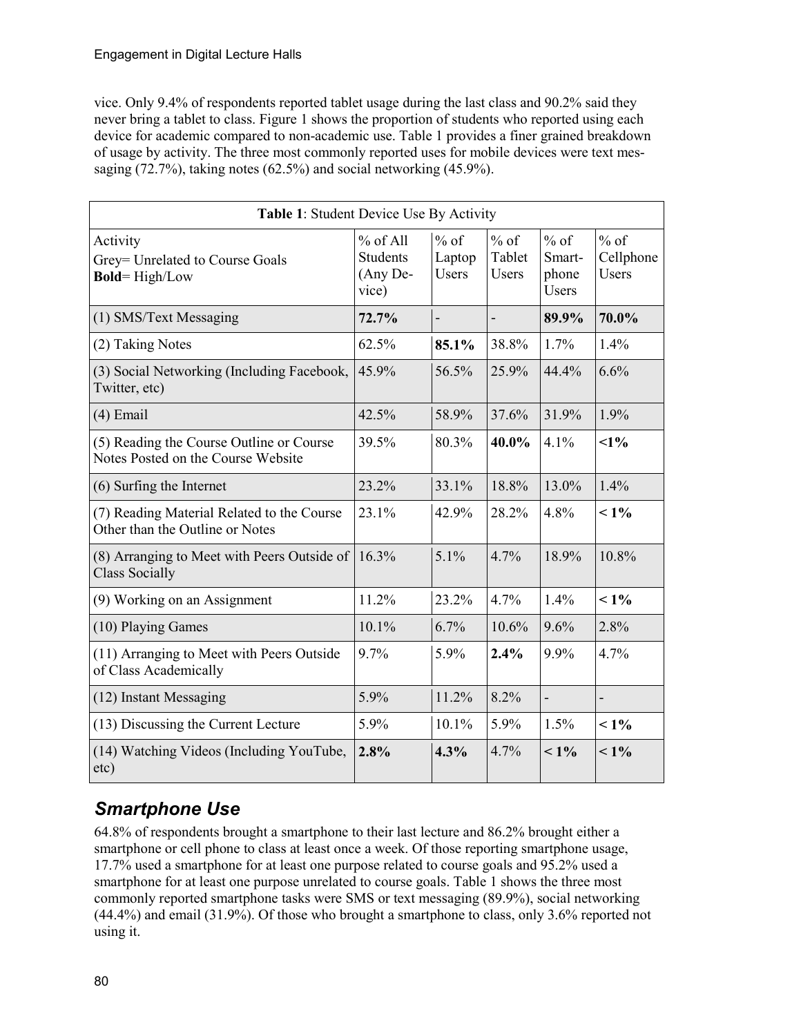vice. Only 9.4% of respondents reported tablet usage during the last class and 90.2% said they never bring a tablet to class. Figure 1 shows the proportion of students who reported using each device for academic compared to non-academic use. Table 1 provides a finer grained breakdown of usage by activity. The three most commonly reported uses for mobile devices were text messaging (72.7%), taking notes (62.5%) and social networking (45.9%).

| **Table 1**: Student Device Use By Activity | | | | | |
|---|---|---|---|---|---|
| Activity<br>Grey= Unrelated to Course Goals<br>**Bold**= High/Low | % of All Students (Any Device) | % of Laptop Users | % of Tablet Users | % of Smartphone Users | % of Cellphone Users |
| (1) SMS/Text Messaging | **72.7%** | - | - | **89.9%** | **70.0%** |
| (2) Taking Notes | 62.5% | **85.1%** | 38.8% | 1.7% | 1.4% |
| (3) Social Networking (Including Facebook, Twitter, etc) | 45.9% | 56.5% | 25.9% | 44.4% | 6.6% |
| (4) Email | 42.5% | 58.9% | 37.6% | 31.9% | 1.9% |
| (5) Reading the Course Outline or Course Notes Posted on the Course Website | 39.5% | 80.3% | **40.0%** | 4.1% | **<1%** |
| (6) Surfing the Internet | 23.2% | 33.1% | 18.8% | 13.0% | 1.4% |
| (7) Reading Material Related to the Course Other than the Outline or Notes | 23.1% | 42.9% | 28.2% | 4.8% | **< 1%** |
| (8) Arranging to Meet with Peers Outside of Class Socially | 16.3% | 5.1% | 4.7% | 18.9% | 10.8% |
| (9) Working on an Assignment | 11.2% | 23.2% | 4.7% | 1.4% | **< 1%** |
| (10) Playing Games | 10.1% | 6.7% | 10.6% | 9.6% | 2.8% |
| (11) Arranging to Meet with Peers Outside of Class Academically | 9.7% | 5.9% | **2.4%** | 9.9% | 4.7% |
| (12) Instant Messaging | 5.9% | 11.2% | 8.2% | - | - |
| (13) Discussing the Current Lecture | 5.9% | 10.1% | 5.9% | 1.5% | **< 1%** |
| (14) Watching Videos (Including YouTube, etc) | **2.8%** | **4.3%** | 4.7% | **< 1%** | **< 1%** |

## *Smartphone Use*

64.8% of respondents brought a smartphone to their last lecture and 86.2% brought either a smartphone or cell phone to class at least once a week. Of those reporting smartphone usage, 17.7% used a smartphone for at least one purpose related to course goals and 95.2% used a smartphone for at least one purpose unrelated to course goals. Table 1 shows the three most commonly reported smartphone tasks were SMS or text messaging (89.9%), social networking (44.4%) and email (31.9%). Of those who brought a smartphone to class, only 3.6% reported not using it.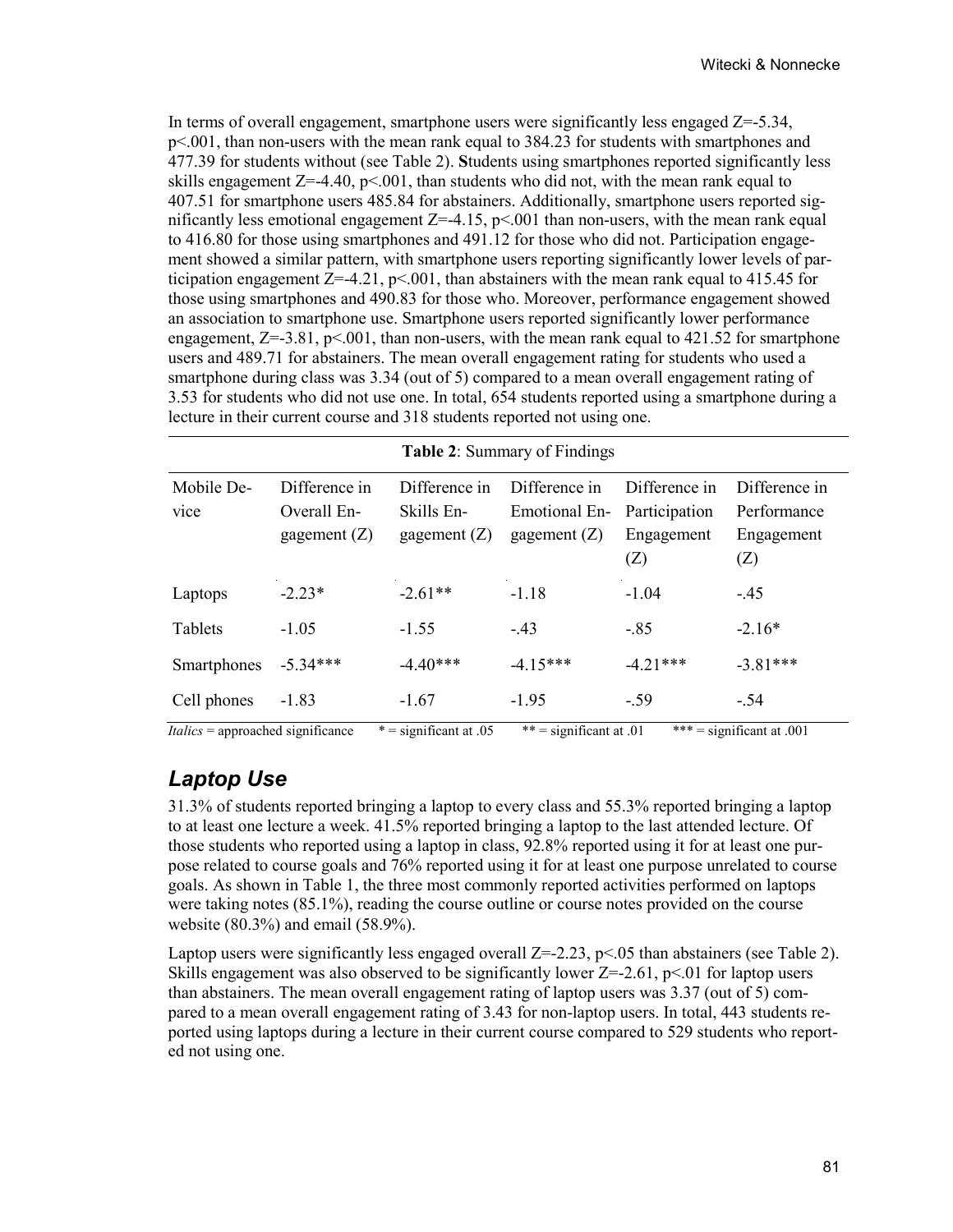In terms of overall engagement, smartphone users were significantly less engaged $Z=-5.34$, $p<.001$, than non-users with the mean rank equal to 384.23 for students with smartphones and 477.39 for students without (see Table 2). **S**tudents using smartphones reported significantly less skills engagement $Z=-4.40$, $p<.001$, than students who did not, with the mean rank equal to 407.51 for smartphone users 485.84 for abstainers. Additionally, smartphone users reported significantly less emotional engagement $Z=-4.15$, $p<.001$ than non-users, with the mean rank equal to 416.80 for those using smartphones and 491.12 for those who did not. Participation engagement showed a similar pattern, with smartphone users reporting significantly lower levels of participation engagement $Z=-4.21$, $p<.001$, than abstainers with the mean rank equal to 415.45 for those using smartphones and 490.83 for those who. Moreover, performance engagement showed an association to smartphone use. Smartphone users reported significantly lower performance engagement, $Z=-3.81$, $p<.001$, than non-users, with the mean rank equal to 421.52 for smartphone users and 489.71 for abstainers. The mean overall engagement rating for students who used a smartphone during class was 3.34 (out of 5) compared to a mean overall engagement rating of 3.53 for students who did not use one. In total, 654 students reported using a smartphone during a lecture in their current course and 318 students reported not using one.

**Table 2**: Summary of Findings

| Mobile Device | Difference in Overall Engagement (Z) | Difference in Skills Engagement (Z) | Difference in Emotional Engagement (Z) | Difference in Participation Engagement (Z) | Difference in Performance Engagement (Z) |
|---|---|---|---|---|---|
| Laptops | -2.23* | -2.61** | -1.18 | -1.04 | -.45 |
| Tablets | -1.05 | -1.55 | -.43 | -.85 | -2.16* |
| Smartphones | -5.34*** | -4.40*** | -4.15*** | -4.21*** | -3.81*** |
| Cell phones | -1.83 | -1.67 | -1.95 | -.59 | -.54 |

*Italics* = approached significance     * = significant at .05     ** = significant at .01     *** = significant at .001

## Laptop Use

31.3% of students reported bringing a laptop to every class and 55.3% reported bringing a laptop to at least one lecture a week. 41.5% reported bringing a laptop to the last attended lecture. Of those students who reported using a laptop in class, 92.8% reported using it for at least one purpose related to course goals and 76% reported using it for at least one purpose unrelated to course goals. As shown in Table 1, the three most commonly reported activities performed on laptops were taking notes (85.1%), reading the course outline or course notes provided on the course website (80.3%) and email (58.9%).

Laptop users were significantly less engaged overall $Z=-2.23$, $p<.05$ than abstainers (see Table 2). Skills engagement was also observed to be significantly lower $Z=-2.61$, $p<.01$ for laptop users than abstainers. The mean overall engagement rating of laptop users was 3.37 (out of 5) compared to a mean overall engagement rating of 3.43 for non-laptop users. In total, 443 students reported using laptops during a lecture in their current course compared to 529 students who reported not using one.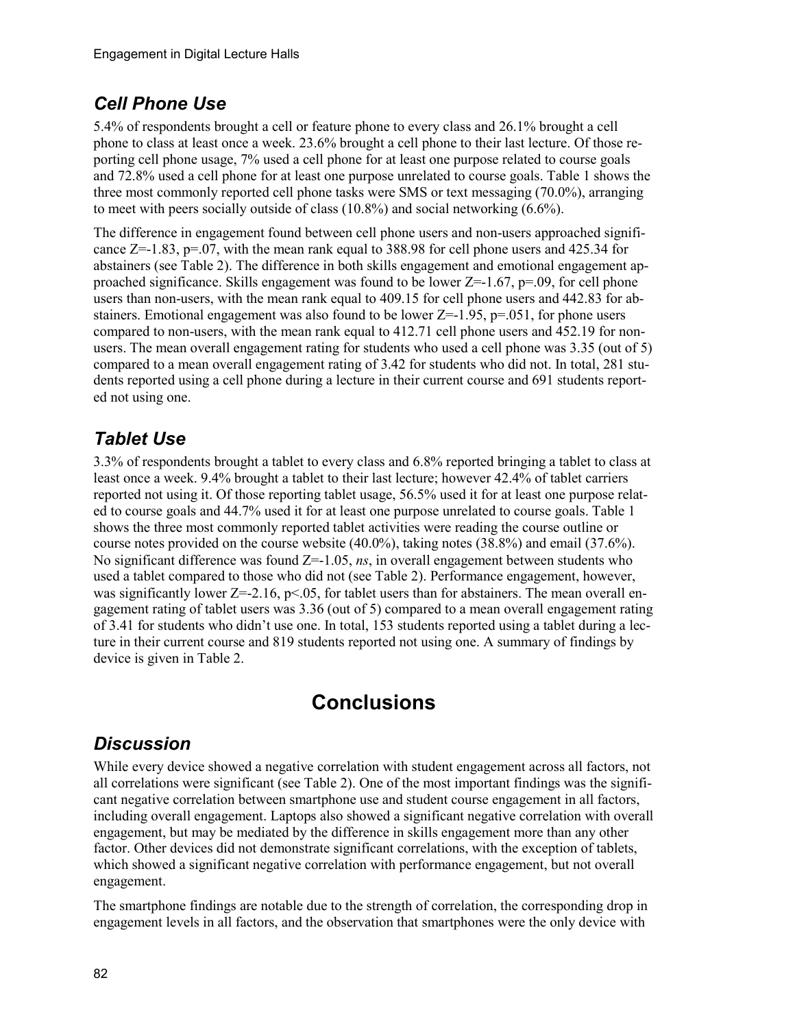## *Cell Phone Use*

5.4% of respondents brought a cell or feature phone to every class and 26.1% brought a cell phone to class at least once a week. 23.6% brought a cell phone to their last lecture. Of those reporting cell phone usage, 7% used a cell phone for at least one purpose related to course goals and 72.8% used a cell phone for at least one purpose unrelated to course goals. Table 1 shows the three most commonly reported cell phone tasks were SMS or text messaging (70.0%), arranging to meet with peers socially outside of class (10.8%) and social networking (6.6%).

The difference in engagement found between cell phone users and non-users approached significance $Z=-1.83$, $p=.07$, with the mean rank equal to 388.98 for cell phone users and 425.34 for abstainers (see Table 2). The difference in both skills engagement and emotional engagement approached significance. Skills engagement was found to be lower $Z=-1.67$, $p=.09$, for cell phone users than non-users, with the mean rank equal to 409.15 for cell phone users and 442.83 for abstainers. Emotional engagement was also found to be lower $Z=-1.95$, $p=.051$, for phone users compared to non-users, with the mean rank equal to 412.71 cell phone users and 452.19 for non-users. The mean overall engagement rating for students who used a cell phone was 3.35 (out of 5) compared to a mean overall engagement rating of 3.42 for students who did not. In total, 281 students reported using a cell phone during a lecture in their current course and 691 students reported not using one.

## *Tablet Use*

3.3% of respondents brought a tablet to every class and 6.8% reported bringing a tablet to class at least once a week. 9.4% brought a tablet to their last lecture; however 42.4% of tablet carriers reported not using it. Of those reporting tablet usage, 56.5% used it for at least one purpose related to course goals and 44.7% used it for at least one purpose unrelated to course goals. Table 1 shows the three most commonly reported tablet activities were reading the course outline or course notes provided on the course website (40.0%), taking notes (38.8%) and email (37.6%). No significant difference was found $Z=-1.05$, *ns*, in overall engagement between students who used a tablet compared to those who did not (see Table 2). Performance engagement, however, was significantly lower $Z=-2.16$, $p<.05$, for tablet users than for abstainers. The mean overall engagement rating of tablet users was 3.36 (out of 5) compared to a mean overall engagement rating of 3.41 for students who didn't use one. In total, 153 students reported using a tablet during a lecture in their current course and 819 students reported not using one. A summary of findings by device is given in Table 2.

# Conclusions

## *Discussion*

While every device showed a negative correlation with student engagement across all factors, not all correlations were significant (see Table 2). One of the most important findings was the significant negative correlation between smartphone use and student course engagement in all factors, including overall engagement. Laptops also showed a significant negative correlation with overall engagement, but may be mediated by the difference in skills engagement more than any other factor. Other devices did not demonstrate significant correlations, with the exception of tablets, which showed a significant negative correlation with performance engagement, but not overall engagement.

The smartphone findings are notable due to the strength of correlation, the corresponding drop in engagement levels in all factors, and the observation that smartphones were the only device with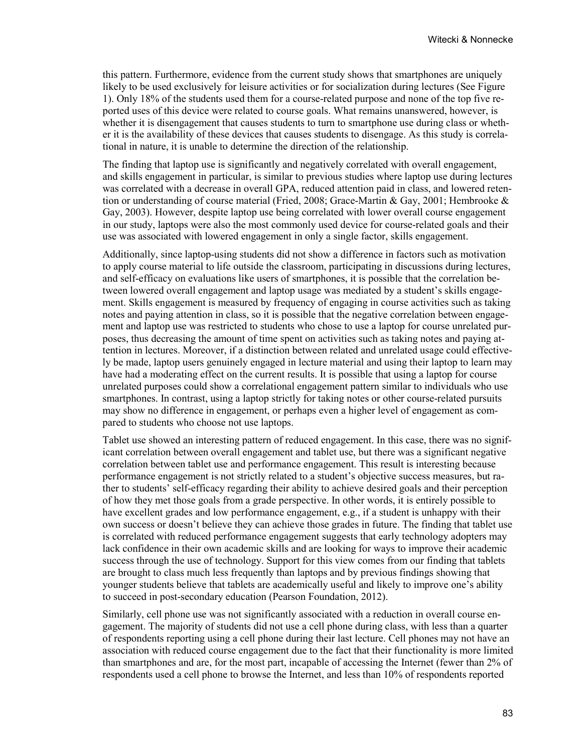this pattern. Furthermore, evidence from the current study shows that smartphones are uniquely likely to be used exclusively for leisure activities or for socialization during lectures (See Figure 1). Only 18% of the students used them for a course-related purpose and none of the top five reported uses of this device were related to course goals. What remains unanswered, however, is whether it is disengagement that causes students to turn to smartphone use during class or whether it is the availability of these devices that causes students to disengage. As this study is correlational in nature, it is unable to determine the direction of the relationship.

The finding that laptop use is significantly and negatively correlated with overall engagement, and skills engagement in particular, is similar to previous studies where laptop use during lectures was correlated with a decrease in overall GPA, reduced attention paid in class, and lowered retention or understanding of course material (Fried, 2008; Grace-Martin & Gay, 2001; Hembrooke & Gay, 2003). However, despite laptop use being correlated with lower overall course engagement in our study, laptops were also the most commonly used device for course-related goals and their use was associated with lowered engagement in only a single factor, skills engagement.

Additionally, since laptop-using students did not show a difference in factors such as motivation to apply course material to life outside the classroom, participating in discussions during lectures, and self-efficacy on evaluations like users of smartphones, it is possible that the correlation between lowered overall engagement and laptop usage was mediated by a student's skills engagement. Skills engagement is measured by frequency of engaging in course activities such as taking notes and paying attention in class, so it is possible that the negative correlation between engagement and laptop use was restricted to students who chose to use a laptop for course unrelated purposes, thus decreasing the amount of time spent on activities such as taking notes and paying attention in lectures. Moreover, if a distinction between related and unrelated usage could effectively be made, laptop users genuinely engaged in lecture material and using their laptop to learn may have had a moderating effect on the current results. It is possible that using a laptop for course unrelated purposes could show a correlational engagement pattern similar to individuals who use smartphones. In contrast, using a laptop strictly for taking notes or other course-related pursuits may show no difference in engagement, or perhaps even a higher level of engagement as compared to students who choose not use laptops.

Tablet use showed an interesting pattern of reduced engagement. In this case, there was no significant correlation between overall engagement and tablet use, but there was a significant negative correlation between tablet use and performance engagement. This result is interesting because performance engagement is not strictly related to a student's objective success measures, but rather to students' self-efficacy regarding their ability to achieve desired goals and their perception of how they met those goals from a grade perspective. In other words, it is entirely possible to have excellent grades and low performance engagement, e.g., if a student is unhappy with their own success or doesn't believe they can achieve those grades in future. The finding that tablet use is correlated with reduced performance engagement suggests that early technology adopters may lack confidence in their own academic skills and are looking for ways to improve their academic success through the use of technology. Support for this view comes from our finding that tablets are brought to class much less frequently than laptops and by previous findings showing that younger students believe that tablets are academically useful and likely to improve one's ability to succeed in post-secondary education (Pearson Foundation, 2012).

Similarly, cell phone use was not significantly associated with a reduction in overall course engagement. The majority of students did not use a cell phone during class, with less than a quarter of respondents reporting using a cell phone during their last lecture. Cell phones may not have an association with reduced course engagement due to the fact that their functionality is more limited than smartphones and are, for the most part, incapable of accessing the Internet (fewer than 2% of respondents used a cell phone to browse the Internet, and less than 10% of respondents reported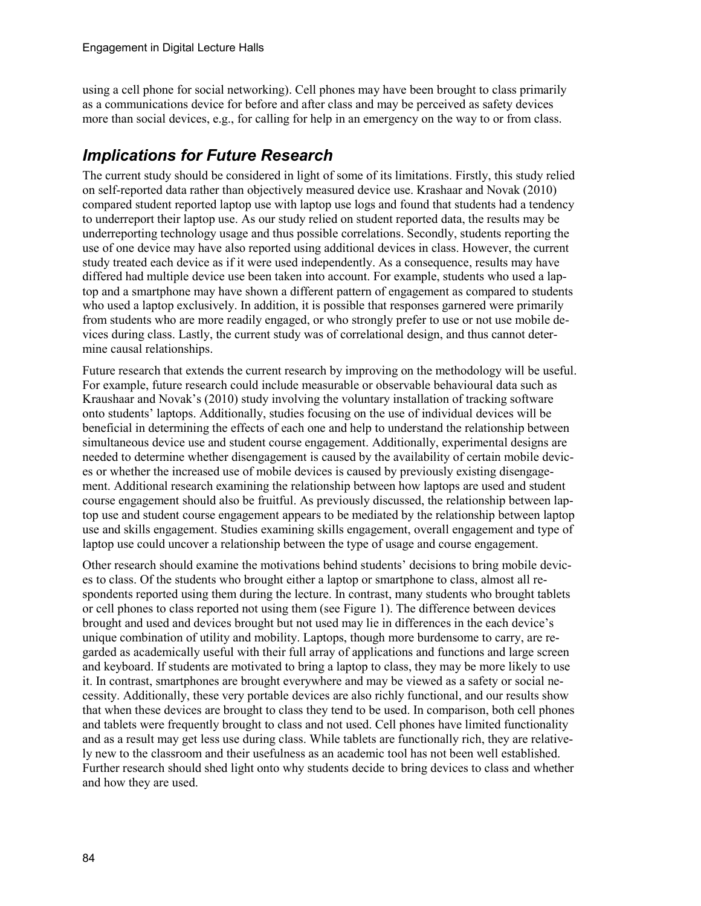using a cell phone for social networking). Cell phones may have been brought to class primarily as a communications device for before and after class and may be perceived as safety devices more than social devices, e.g., for calling for help in an emergency on the way to or from class.

## *Implications for Future Research*

The current study should be considered in light of some of its limitations. Firstly, this study relied on self-reported data rather than objectively measured device use. Krashaar and Novak (2010) compared student reported laptop use with laptop use logs and found that students had a tendency to underreport their laptop use. As our study relied on student reported data, the results may be underreporting technology usage and thus possible correlations. Secondly, students reporting the use of one device may have also reported using additional devices in class. However, the current study treated each device as if it were used independently. As a consequence, results may have differed had multiple device use been taken into account. For example, students who used a laptop and a smartphone may have shown a different pattern of engagement as compared to students who used a laptop exclusively. In addition, it is possible that responses garnered were primarily from students who are more readily engaged, or who strongly prefer to use or not use mobile devices during class. Lastly, the current study was of correlational design, and thus cannot determine causal relationships.

Future research that extends the current research by improving on the methodology will be useful. For example, future research could include measurable or observable behavioural data such as Kraushaar and Novak's (2010) study involving the voluntary installation of tracking software onto students' laptops. Additionally, studies focusing on the use of individual devices will be beneficial in determining the effects of each one and help to understand the relationship between simultaneous device use and student course engagement. Additionally, experimental designs are needed to determine whether disengagement is caused by the availability of certain mobile devices or whether the increased use of mobile devices is caused by previously existing disengagement. Additional research examining the relationship between how laptops are used and student course engagement should also be fruitful. As previously discussed, the relationship between laptop use and student course engagement appears to be mediated by the relationship between laptop use and skills engagement. Studies examining skills engagement, overall engagement and type of laptop use could uncover a relationship between the type of usage and course engagement.

Other research should examine the motivations behind students' decisions to bring mobile devices to class. Of the students who brought either a laptop or smartphone to class, almost all respondents reported using them during the lecture. In contrast, many students who brought tablets or cell phones to class reported not using them (see Figure 1). The difference between devices brought and used and devices brought but not used may lie in differences in the each device's unique combination of utility and mobility. Laptops, though more burdensome to carry, are regarded as academically useful with their full array of applications and functions and large screen and keyboard. If students are motivated to bring a laptop to class, they may be more likely to use it. In contrast, smartphones are brought everywhere and may be viewed as a safety or social necessity. Additionally, these very portable devices are also richly functional, and our results show that when these devices are brought to class they tend to be used. In comparison, both cell phones and tablets were frequently brought to class and not used. Cell phones have limited functionality and as a result may get less use during class. While tablets are functionally rich, they are relatively new to the classroom and their usefulness as an academic tool has not been well established. Further research should shed light onto why students decide to bring devices to class and whether and how they are used.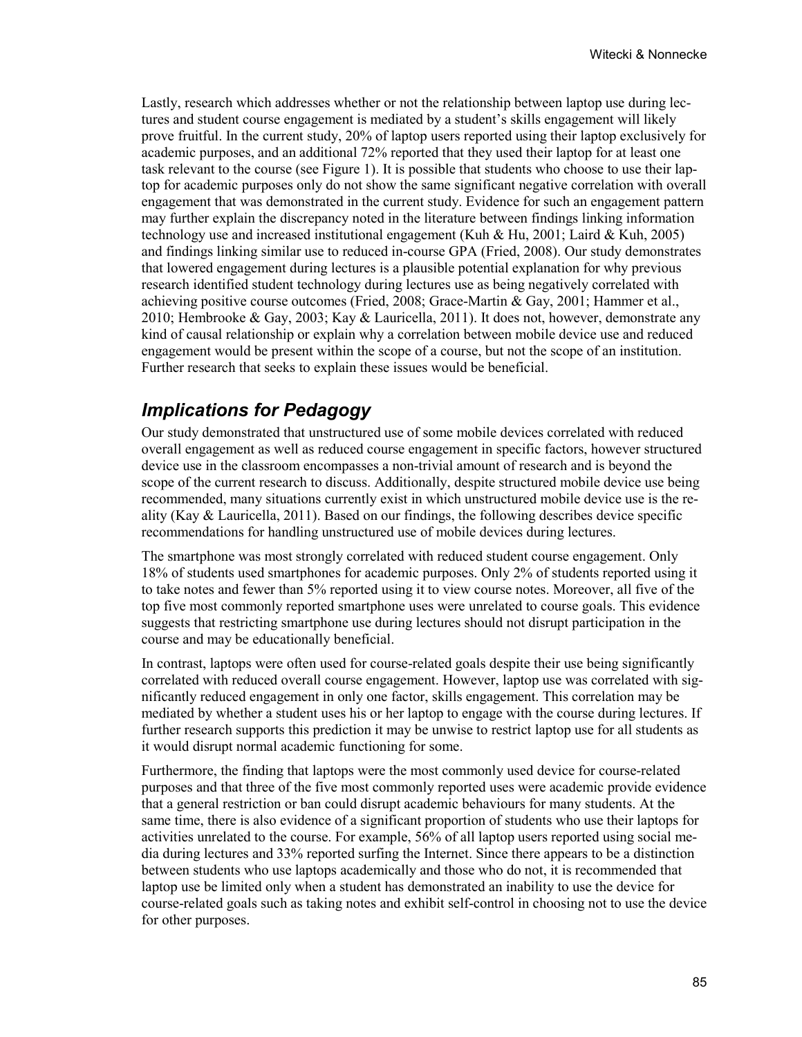Lastly, research which addresses whether or not the relationship between laptop use during lectures and student course engagement is mediated by a student's skills engagement will likely prove fruitful. In the current study, 20% of laptop users reported using their laptop exclusively for academic purposes, and an additional 72% reported that they used their laptop for at least one task relevant to the course (see Figure 1). It is possible that students who choose to use their laptop for academic purposes only do not show the same significant negative correlation with overall engagement that was demonstrated in the current study. Evidence for such an engagement pattern may further explain the discrepancy noted in the literature between findings linking information technology use and increased institutional engagement (Kuh & Hu, 2001; Laird & Kuh, 2005) and findings linking similar use to reduced in-course GPA (Fried, 2008). Our study demonstrates that lowered engagement during lectures is a plausible potential explanation for why previous research identified student technology during lectures use as being negatively correlated with achieving positive course outcomes (Fried, 2008; Grace-Martin & Gay, 2001; Hammer et al., 2010; Hembrooke & Gay, 2003; Kay & Lauricella, 2011). It does not, however, demonstrate any kind of causal relationship or explain why a correlation between mobile device use and reduced engagement would be present within the scope of a course, but not the scope of an institution. Further research that seeks to explain these issues would be beneficial.

## *Implications for Pedagogy*

Our study demonstrated that unstructured use of some mobile devices correlated with reduced overall engagement as well as reduced course engagement in specific factors, however structured device use in the classroom encompasses a non-trivial amount of research and is beyond the scope of the current research to discuss. Additionally, despite structured mobile device use being recommended, many situations currently exist in which unstructured mobile device use is the reality (Kay & Lauricella, 2011). Based on our findings, the following describes device specific recommendations for handling unstructured use of mobile devices during lectures.

The smartphone was most strongly correlated with reduced student course engagement. Only 18% of students used smartphones for academic purposes. Only 2% of students reported using it to take notes and fewer than 5% reported using it to view course notes. Moreover, all five of the top five most commonly reported smartphone uses were unrelated to course goals. This evidence suggests that restricting smartphone use during lectures should not disrupt participation in the course and may be educationally beneficial.

In contrast, laptops were often used for course-related goals despite their use being significantly correlated with reduced overall course engagement. However, laptop use was correlated with significantly reduced engagement in only one factor, skills engagement. This correlation may be mediated by whether a student uses his or her laptop to engage with the course during lectures. If further research supports this prediction it may be unwise to restrict laptop use for all students as it would disrupt normal academic functioning for some.

Furthermore, the finding that laptops were the most commonly used device for course-related purposes and that three of the five most commonly reported uses were academic provide evidence that a general restriction or ban could disrupt academic behaviours for many students. At the same time, there is also evidence of a significant proportion of students who use their laptops for activities unrelated to the course. For example, 56% of all laptop users reported using social media during lectures and 33% reported surfing the Internet. Since there appears to be a distinction between students who use laptops academically and those who do not, it is recommended that laptop use be limited only when a student has demonstrated an inability to use the device for course-related goals such as taking notes and exhibit self-control in choosing not to use the device for other purposes.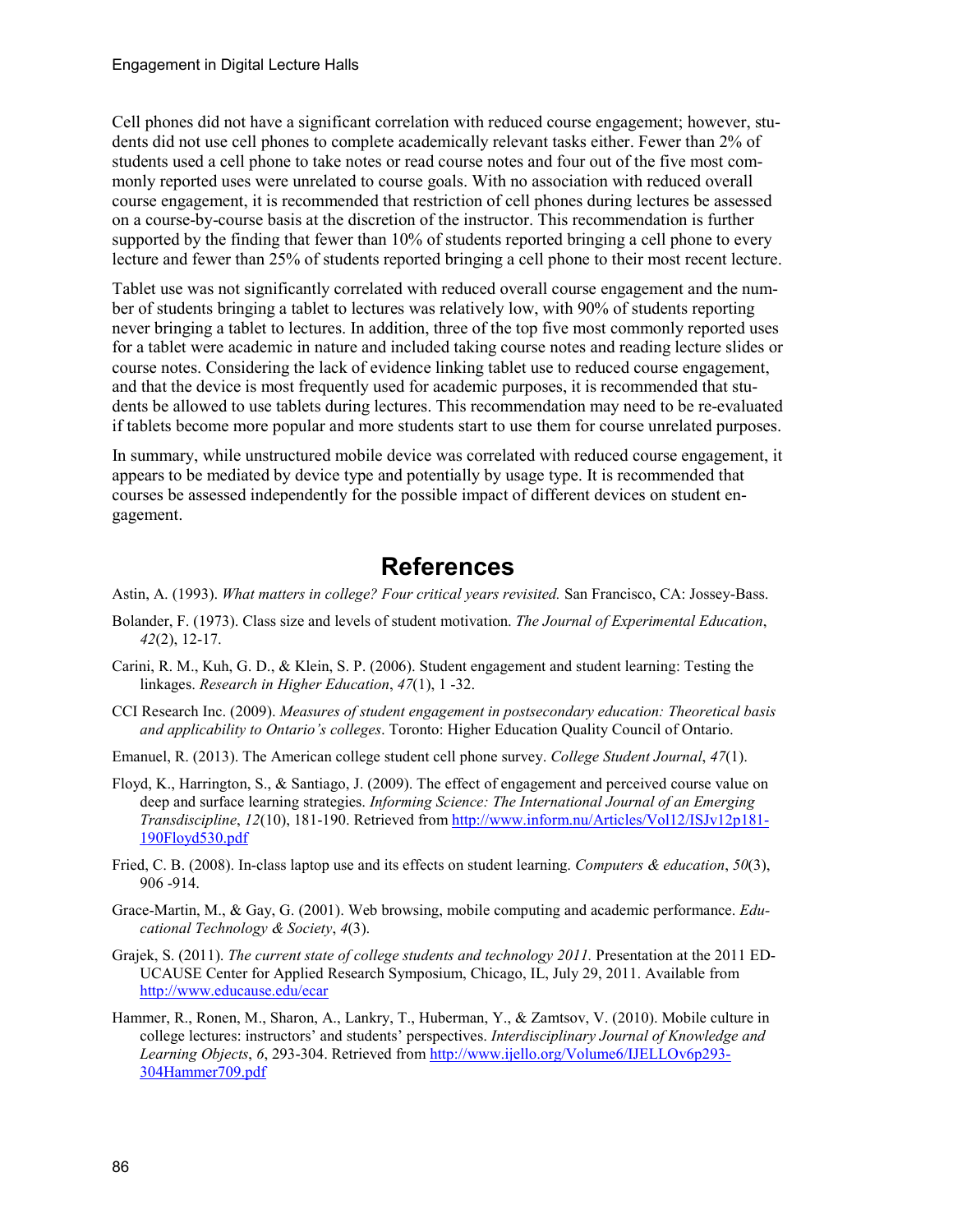Cell phones did not have a significant correlation with reduced course engagement; however, students did not use cell phones to complete academically relevant tasks either. Fewer than 2% of students used a cell phone to take notes or read course notes and four out of the five most commonly reported uses were unrelated to course goals. With no association with reduced overall course engagement, it is recommended that restriction of cell phones during lectures be assessed on a course-by-course basis at the discretion of the instructor. This recommendation is further supported by the finding that fewer than 10% of students reported bringing a cell phone to every lecture and fewer than 25% of students reported bringing a cell phone to their most recent lecture.

Tablet use was not significantly correlated with reduced overall course engagement and the number of students bringing a tablet to lectures was relatively low, with 90% of students reporting never bringing a tablet to lectures. In addition, three of the top five most commonly reported uses for a tablet were academic in nature and included taking course notes and reading lecture slides or course notes. Considering the lack of evidence linking tablet use to reduced course engagement, and that the device is most frequently used for academic purposes, it is recommended that students be allowed to use tablets during lectures. This recommendation may need to be re-evaluated if tablets become more popular and more students start to use them for course unrelated purposes.

In summary, while unstructured mobile device was correlated with reduced course engagement, it appears to be mediated by device type and potentially by usage type. It is recommended that courses be assessed independently for the possible impact of different devices on student engagement.

# References

Astin, A. (1993). *What matters in college? Four critical years revisited.* San Francisco, CA: Jossey-Bass.

Bolander, F. (1973). Class size and levels of student motivation. *The Journal of Experimental Education*, *42*(2), 12-17.

Carini, R. M., Kuh, G. D., & Klein, S. P. (2006). Student engagement and student learning: Testing the linkages. *Research in Higher Education*, *47*(1), 1 -32.

CCI Research Inc. (2009). *Measures of student engagement in postsecondary education: Theoretical basis and applicability to Ontario's colleges*. Toronto: Higher Education Quality Council of Ontario.

Emanuel, R. (2013). The American college student cell phone survey. *College Student Journal*, *47*(1).

Floyd, K., Harrington, S., & Santiago, J. (2009). The effect of engagement and perceived course value on deep and surface learning strategies. *Informing Science: The International Journal of an Emerging Transdiscipline*, *12*(10), 181-190. Retrieved from http://www.inform.nu/Articles/Vol12/ISJv12p181-190Floyd530.pdf

Fried, C. B. (2008). In-class laptop use and its effects on student learning. *Computers & education*, *50*(3), 906 -914.

Grace-Martin, M., & Gay, G. (2001). Web browsing, mobile computing and academic performance. *Educational Technology & Society*, *4*(3).

Grajek, S. (2011). *The current state of college students and technology 2011.* Presentation at the 2011 EDUCAUSE Center for Applied Research Symposium, Chicago, IL, July 29, 2011. Available from http://www.educause.edu/ecar

Hammer, R., Ronen, M., Sharon, A., Lankry, T., Huberman, Y., & Zamtsov, V. (2010). Mobile culture in college lectures: instructors' and students' perspectives. *Interdisciplinary Journal of Knowledge and Learning Objects*, *6*, 293-304. Retrieved from http://www.ijello.org/Volume6/IJELLOv6p293-304Hammer709.pdf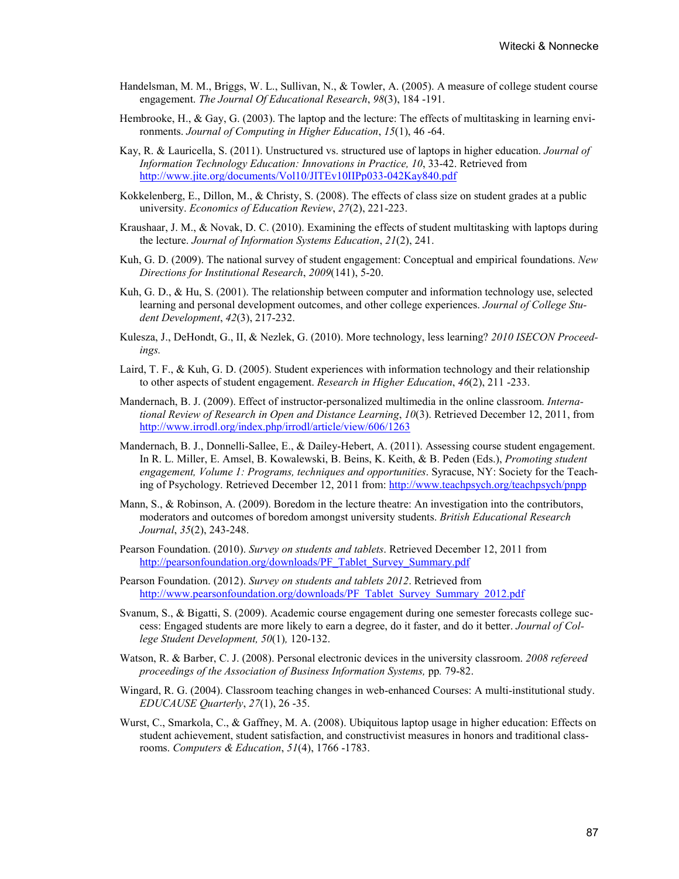Handelsman, M. M., Briggs, W. L., Sullivan, N., & Towler, A. (2005). A measure of college student course engagement. *The Journal Of Educational Research*, *98*(3), 184 -191.

Hembrooke, H., & Gay, G. (2003). The laptop and the lecture: The effects of multitasking in learning environments. *Journal of Computing in Higher Education*, *15*(1), 46 -64.

Kay, R. & Lauricella, S. (2011). Unstructured vs. structured use of laptops in higher education. *Journal of Information Technology Education: Innovations in Practice, 10*, 33-42. Retrieved from http://www.jite.org/documents/Vol10/JITEv10IIPp033-042Kay840.pdf

Kokkelenberg, E., Dillon, M., & Christy, S. (2008). The effects of class size on student grades at a public university. *Economics of Education Review*, *27*(2), 221-223.

Kraushaar, J. M., & Novak, D. C. (2010). Examining the effects of student multitasking with laptops during the lecture. *Journal of Information Systems Education*, *21*(2), 241.

Kuh, G. D. (2009). The national survey of student engagement: Conceptual and empirical foundations. *New Directions for Institutional Research*, *2009*(141), 5-20.

Kuh, G. D., & Hu, S. (2001). The relationship between computer and information technology use, selected learning and personal development outcomes, and other college experiences. *Journal of College Student Development*, *42*(3), 217-232.

Kulesza, J., DeHondt, G., II, & Nezlek, G. (2010). More technology, less learning? *2010 ISECON Proceedings.*

Laird, T. F., & Kuh, G. D. (2005). Student experiences with information technology and their relationship to other aspects of student engagement. *Research in Higher Education*, *46*(2), 211 -233.

Mandernach, B. J. (2009). Effect of instructor-personalized multimedia in the online classroom. *International Review of Research in Open and Distance Learning*, *10*(3). Retrieved December 12, 2011, from http://www.irrodl.org/index.php/irrodl/article/view/606/1263

Mandernach, B. J., Donnelli-Sallee, E., & Dailey-Hebert, A. (2011). Assessing course student engagement. In R. L. Miller, E. Amsel, B. Kowalewski, B. Beins, K. Keith, & B. Peden (Eds.), *Promoting student engagement, Volume 1: Programs, techniques and opportunities*. Syracuse, NY: Society for the Teaching of Psychology. Retrieved December 12, 2011 from: http://www.teachpsych.org/teachpsych/pnpp

Mann, S., & Robinson, A. (2009). Boredom in the lecture theatre: An investigation into the contributors, moderators and outcomes of boredom amongst university students. *British Educational Research Journal*, *35*(2), 243-248.

Pearson Foundation. (2010). *Survey on students and tablets*. Retrieved December 12, 2011 from http://pearsonfoundation.org/downloads/PF_Tablet_Survey_Summary.pdf

Pearson Foundation. (2012). *Survey on students and tablets 2012*. Retrieved from http://www.pearsonfoundation.org/downloads/PF_Tablet_Survey_Summary_2012.pdf

Svanum, S., & Bigatti, S. (2009). Academic course engagement during one semester forecasts college success: Engaged students are more likely to earn a degree, do it faster, and do it better. *Journal of College Student Development, 50*(1)*,* 120-132.

Watson, R. & Barber, C. J. (2008). Personal electronic devices in the university classroom. *2008 refereed proceedings of the Association of Business Information Systems,* pp*.* 79-82.

Wingard, R. G. (2004). Classroom teaching changes in web-enhanced Courses: A multi-institutional study. *EDUCAUSE Quarterly*, *27*(1), 26 -35.

Wurst, C., Smarkola, C., & Gaffney, M. A. (2008). Ubiquitous laptop usage in higher education: Effects on student achievement, student satisfaction, and constructivist measures in honors and traditional classrooms. *Computers & Education*, *51*(4), 1766 -1783.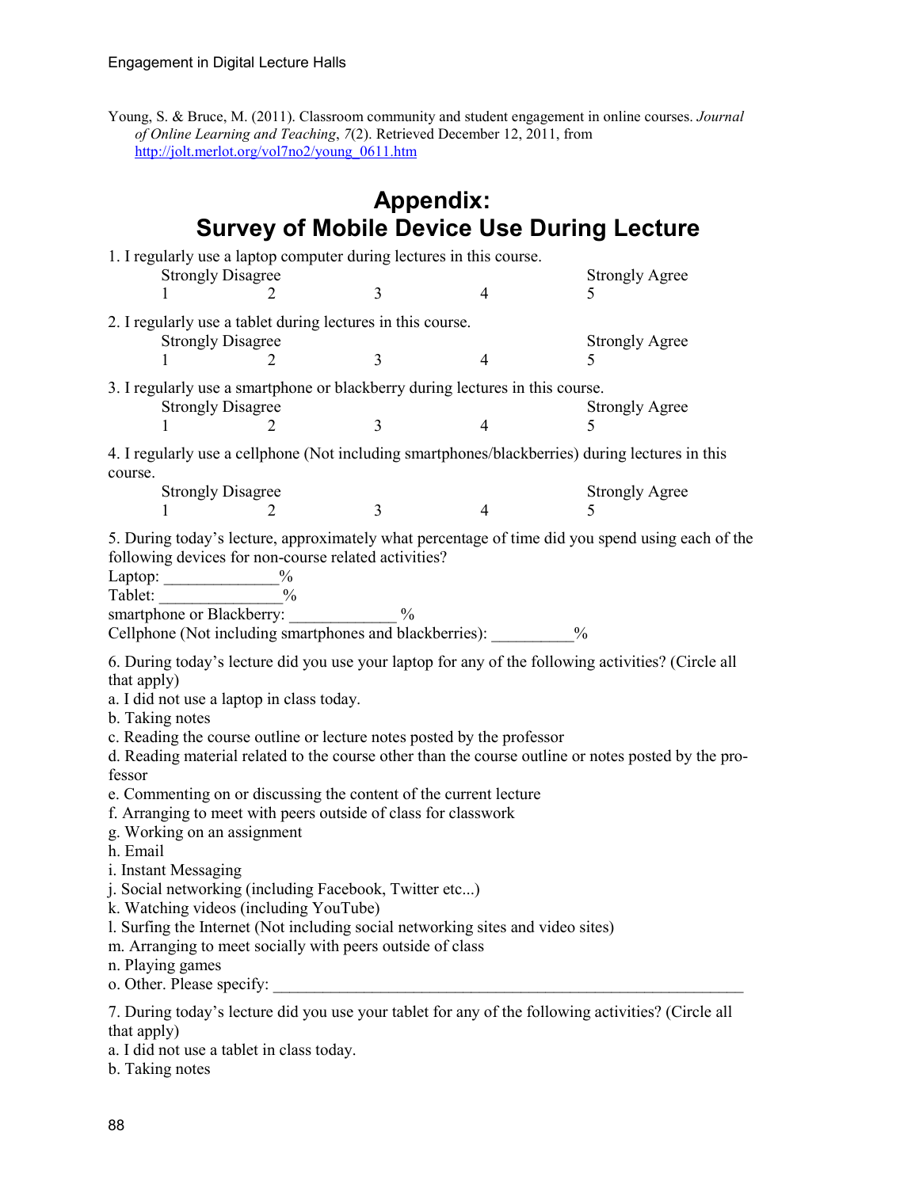Young, S. & Bruce, M. (2011). Classroom community and student engagement in online courses. *Journal of Online Learning and Teaching*, *7*(2). Retrieved December 12, 2011, from http://jolt.merlot.org/vol7no2/young_0611.htm

# Appendix: Survey of Mobile Device Use During Lecture

1. I regularly use a laptop computer during lectures in this course.

| Strongly Disagree | | | | Strongly Agree |
|---|---|---|---|---|
| 1 | 2 | 3 | 4 | 5 |

2. I regularly use a tablet during lectures in this course.

| Strongly Disagree | | | | Strongly Agree |
|---|---|---|---|---|
| 1 | 2 | 3 | 4 | 5 |

3. I regularly use a smartphone or blackberry during lectures in this course.

| Strongly Disagree | | | | Strongly Agree |
|---|---|---|---|---|
| 1 | 2 | 3 | 4 | 5 |

4. I regularly use a cellphone (Not including smartphones/blackberries) during lectures in this course.

| Strongly Disagree | | | | Strongly Agree |
|---|---|---|---|---|
| 1 | 2 | 3 | 4 | 5 |

5. During today's lecture, approximately what percentage of time did you spend using each of the following devices for non-course related activities?

Laptop: ______________%
Tablet: _______________%
smartphone or Blackberry: _____________ %
Cellphone (Not including smartphones and blackberries): __________%

6. During today's lecture did you use your laptop for any of the following activities? (Circle all that apply)

a. I did not use a laptop in class today.
b. Taking notes
c. Reading the course outline or lecture notes posted by the professor
d. Reading material related to the course other than the course outline or notes posted by the professor
e. Commenting on or discussing the content of the current lecture
f. Arranging to meet with peers outside of class for classwork
g. Working on an assignment
h. Email
i. Instant Messaging
j. Social networking (including Facebook, Twitter etc...)
k. Watching videos (including YouTube)
l. Surfing the Internet (Not including social networking sites and video sites)
m. Arranging to meet socially with peers outside of class
n. Playing games
o. Other. Please specify: ____________________________________________________________

7. During today's lecture did you use your tablet for any of the following activities? (Circle all that apply)

a. I did not use a tablet in class today.
b. Taking notes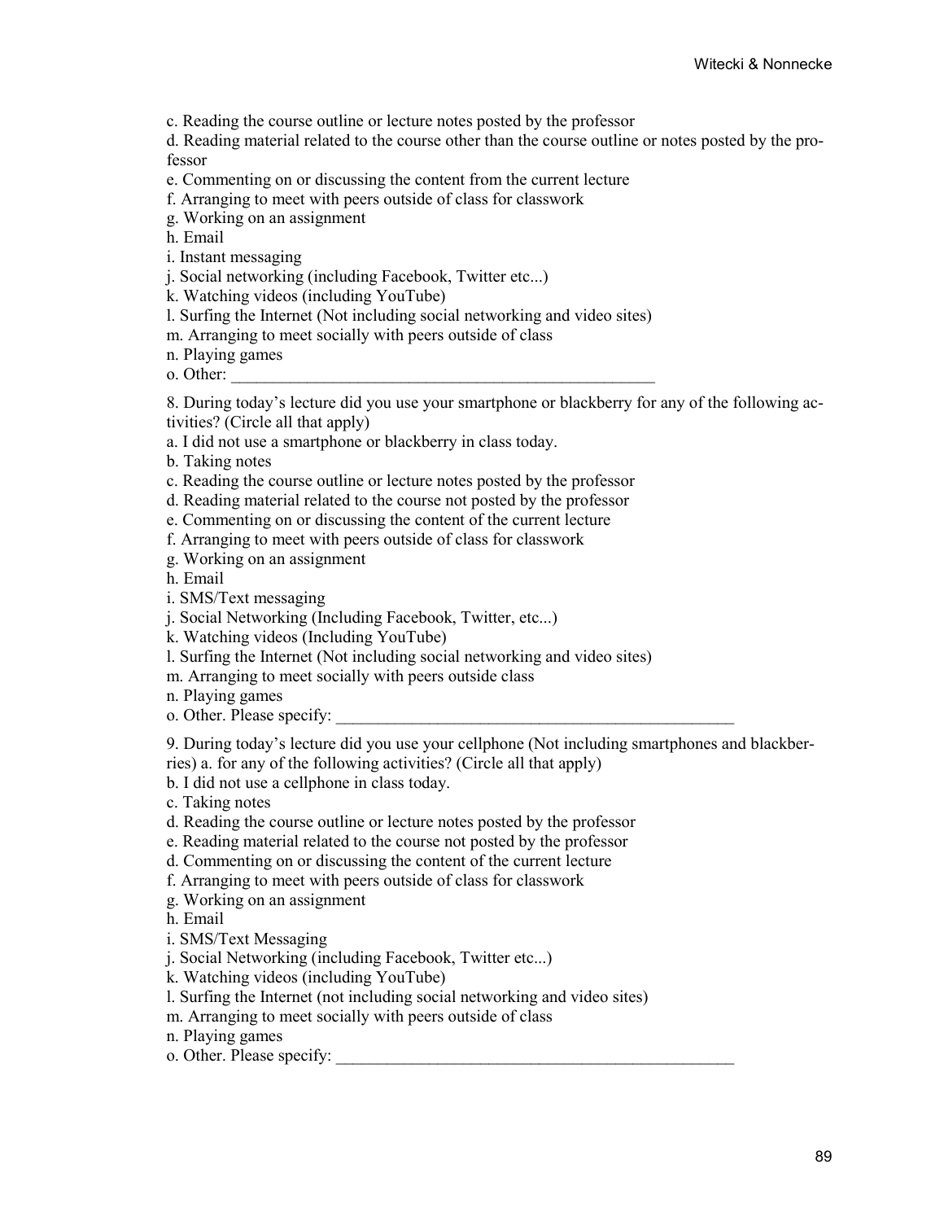c. Reading the course outline or lecture notes posted by the professor

d. Reading material related to the course other than the course outline or notes posted by the professor

e. Commenting on or discussing the content from the current lecture

f. Arranging to meet with peers outside of class for classwork

g. Working on an assignment

h. Email

i. Instant messaging

j. Social networking (including Facebook, Twitter etc...)

k. Watching videos (including YouTube)

l. Surfing the Internet (Not including social networking and video sites)

m. Arranging to meet socially with peers outside of class

n. Playing games

o. Other: ____________________________________________________

8. During today's lecture did you use your smartphone or blackberry for any of the following activities? (Circle all that apply)

a. I did not use a smartphone or blackberry in class today.

b. Taking notes

c. Reading the course outline or lecture notes posted by the professor

d. Reading material related to the course not posted by the professor

e. Commenting on or discussing the content of the current lecture

f. Arranging to meet with peers outside of class for classwork

g. Working on an assignment

h. Email

i. SMS/Text messaging

j. Social Networking (Including Facebook, Twitter, etc...)

k. Watching videos (Including YouTube)

l. Surfing the Internet (Not including social networking and video sites)

m. Arranging to meet socially with peers outside class

n. Playing games

o. Other. Please specify: __________________________________________________

9. During today's lecture did you use your cellphone (Not including smartphones and blackberries) a. for any of the following activities? (Circle all that apply)

b. I did not use a cellphone in class today.

c. Taking notes

d. Reading the course outline or lecture notes posted by the professor

e. Reading material related to the course not posted by the professor

d. Commenting on or discussing the content of the current lecture

f. Arranging to meet with peers outside of class for classwork

g. Working on an assignment

h. Email

i. SMS/Text Messaging

j. Social Networking (including Facebook, Twitter etc...)

k. Watching videos (including YouTube)

l. Surfing the Internet (not including social networking and video sites)

m. Arranging to meet socially with peers outside of class

n. Playing games

o. Other. Please specify: __________________________________________________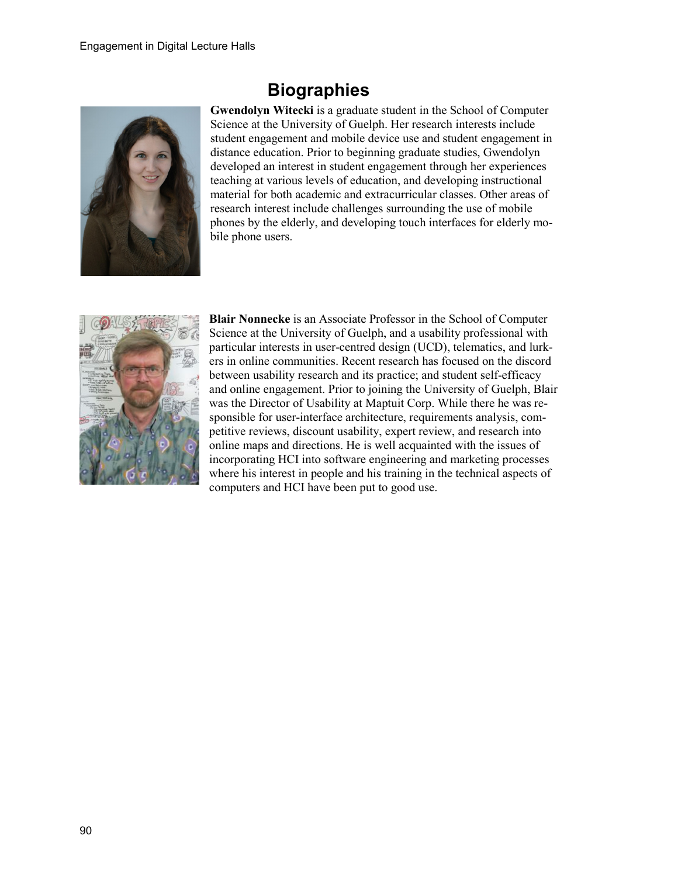# Biographies

**Gwendolyn Witecki** is a graduate student in the School of Computer Science at the University of Guelph. Her research interests include student engagement and mobile device use and student engagement in distance education. Prior to beginning graduate studies, Gwendolyn developed an interest in student engagement through her experiences teaching at various levels of education, and developing instructional material for both academic and extracurricular classes. Other areas of research interest include challenges surrounding the use of mobile phones by the elderly, and developing touch interfaces for elderly mobile phone users.

**Blair Nonnecke** is an Associate Professor in the School of Computer Science at the University of Guelph, and a usability professional with particular interests in user-centred design (UCD), telematics, and lurkers in online communities. Recent research has focused on the discord between usability research and its practice; and student self-efficacy and online engagement. Prior to joining the University of Guelph, Blair was the Director of Usability at Maptuit Corp. While there he was responsible for user-interface architecture, requirements analysis, competitive reviews, discount usability, expert review, and research into online maps and directions. He is well acquainted with the issues of incorporating HCI into software engineering and marketing processes where his interest in people and his training in the technical aspects of computers and HCI have been put to good use.